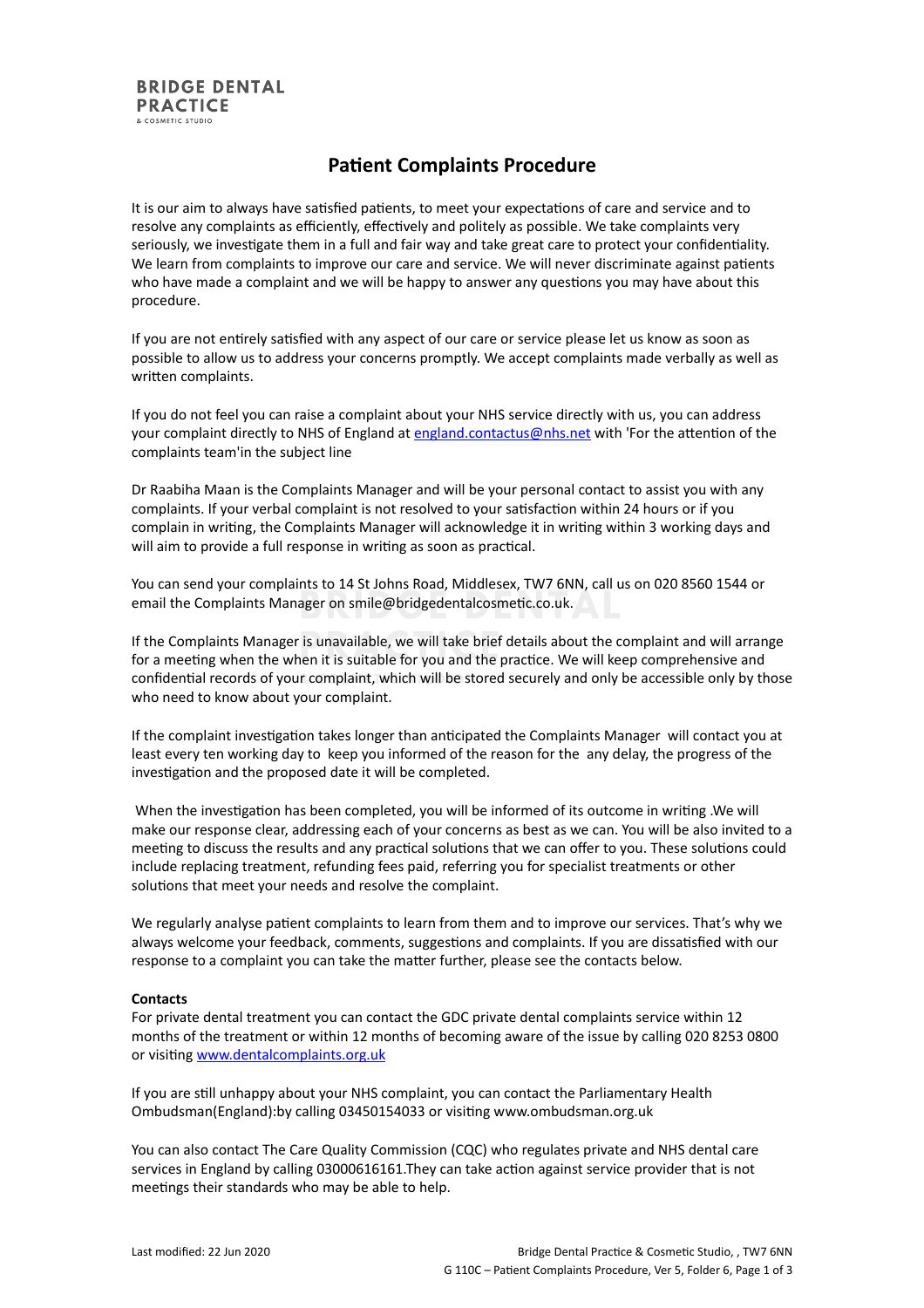**BRIDGE DENTAL PRACTICE**
& COSMETIC STUDIO

# Patient Complaints Procedure

It is our aim to always have satisfied patients, to meet your expectations of care and service and to resolve any complaints as efficiently, effectively and politely as possible. We take complaints very seriously, we investigate them in a full and fair way and take great care to protect your confidentiality. We learn from complaints to improve our care and service. We will never discriminate against patients who have made a complaint and we will be happy to answer any questions you may have about this procedure.

If you are not entirely satisfied with any aspect of our care or service please let us know as soon as possible to allow us to address your concerns promptly. We accept complaints made verbally as well as written complaints.

If you do not feel you can raise a complaint about your NHS service directly with us, you can address your complaint directly to NHS of England at [england.contactus@nhs.net](mailto:england.contactus@nhs.net) with 'For the attention of the complaints team'in the subject line

Dr Raabiha Maan is the Complaints Manager and will be your personal contact to assist you with any complaints. If your verbal complaint is not resolved to your satisfaction within 24 hours or if you complain in writing, the Complaints Manager will acknowledge it in writing within 3 working days and will aim to provide a full response in writing as soon as practical.

You can send your complaints to 14 St Johns Road, Middlesex, TW7 6NN, call us on 020 8560 1544 or email the Complaints Manager on smile@bridgedentalcosmetic.co.uk.

If the Complaints Manager is unavailable, we will take brief details about the complaint and will arrange for a meeting when the when it is suitable for you and the practice. We will keep comprehensive and confidential records of your complaint, which will be stored securely and only be accessible only by those who need to know about your complaint.

If the complaint investigation takes longer than anticipated the Complaints Manager will contact you at least every ten working day to keep you informed of the reason for the any delay, the progress of the investigation and the proposed date it will be completed.

When the investigation has been completed, you will be informed of its outcome in writing .We will make our response clear, addressing each of your concerns as best as we can. You will be also invited to a meeting to discuss the results and any practical solutions that we can offer to you. These solutions could include replacing treatment, refunding fees paid, referring you for specialist treatments or other solutions that meet your needs and resolve the complaint.

We regularly analyse patient complaints to learn from them and to improve our services. That's why we always welcome your feedback, comments, suggestions and complaints. If you are dissatisfied with our response to a complaint you can take the matter further, please see the contacts below.

**Contacts**

For private dental treatment you can contact the GDC private dental complaints service within 12 months of the treatment or within 12 months of becoming aware of the issue by calling 020 8253 0800 or visiting [www.dentalcomplaints.org.uk](http://www.dentalcomplaints.org.uk)

If you are still unhappy about your NHS complaint, you can contact the Parliamentary Health Ombudsman(England):by calling 03450154033 or visiting www.ombudsman.org.uk

You can also contact The Care Quality Commission (CQC) who regulates private and NHS dental care services in England by calling 03000616161.They can take action against service provider that is not meetings their standards who may be able to help.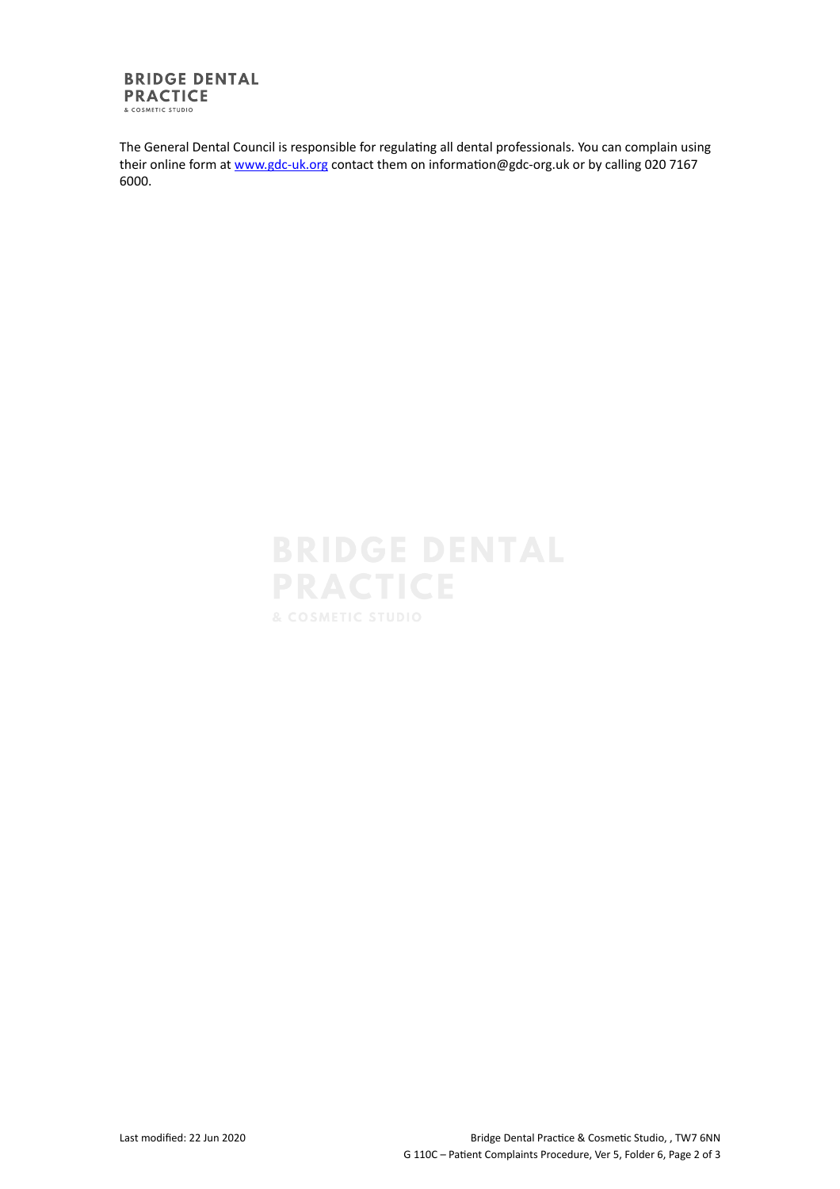The General Dental Council is responsible for regulating all dental professionals. You can complain using their online form at [www.gdc-uk.org](http://www.gdc-uk.org) contact them on information@gdc-org.uk or by calling 020 7167 6000.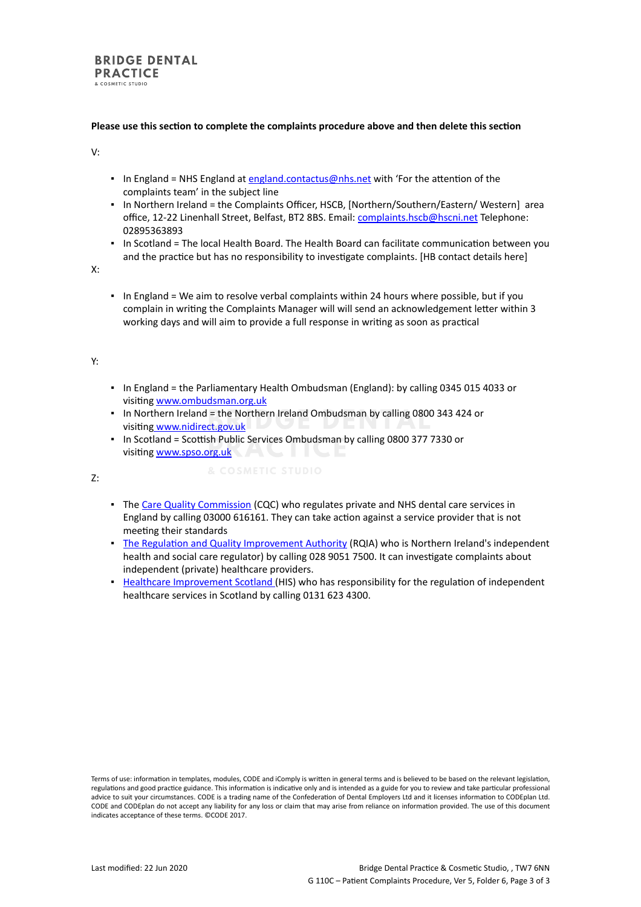**Please use this section to complete the complaints procedure above and then delete this section**

V:

- In England = NHS England at england.contactus@nhs.net with 'For the attention of the complaints team' in the subject line
- In Northern Ireland = the Complaints Officer, HSCB, [Northern/Southern/Eastern/ Western] area office, 12-22 Linenhall Street, Belfast, BT2 8BS. Email: complaints.hscb@hscni.net Telephone: 02895363893
- In Scotland = The local Health Board. The Health Board can facilitate communication between you and the practice but has no responsibility to investigate complaints. [HB contact details here]

X:

- In England = We aim to resolve verbal complaints within 24 hours where possible, but if you complain in writing the Complaints Manager will will send an acknowledgement letter within 3 working days and will aim to provide a full response in writing as soon as practical

Y:

- In England = the Parliamentary Health Ombudsman (England): by calling 0345 015 4033 or visiting www.ombudsman.org.uk
- In Northern Ireland = the Northern Ireland Ombudsman by calling 0800 343 424 or visiting www.nidirect.gov.uk
- In Scotland = Scottish Public Services Ombudsman by calling 0800 377 7330 or visiting www.spso.org.uk

Z:

- The Care Quality Commission (CQC) who regulates private and NHS dental care services in England by calling 03000 616161. They can take action against a service provider that is not meeting their standards
- The Regulation and Quality Improvement Authority (RQIA) who is Northern Ireland's independent health and social care regulator) by calling 028 9051 7500. It can investigate complaints about independent (private) healthcare providers.
- Healthcare Improvement Scotland (HIS) who has responsibility for the regulation of independent healthcare services in Scotland by calling 0131 623 4300.

Terms of use: information in templates, modules, CODE and iComply is written in general terms and is believed to be based on the relevant legislation, regulations and good practice guidance. This information is indicative only and is intended as a guide for you to review and take particular professional advice to suit your circumstances. CODE is a trading name of the Confederation of Dental Employers Ltd and it licenses information to CODEplan Ltd. CODE and CODEplan do not accept any liability for any loss or claim that may arise from reliance on information provided. The use of this document indicates acceptance of these terms. ©CODE 2017.